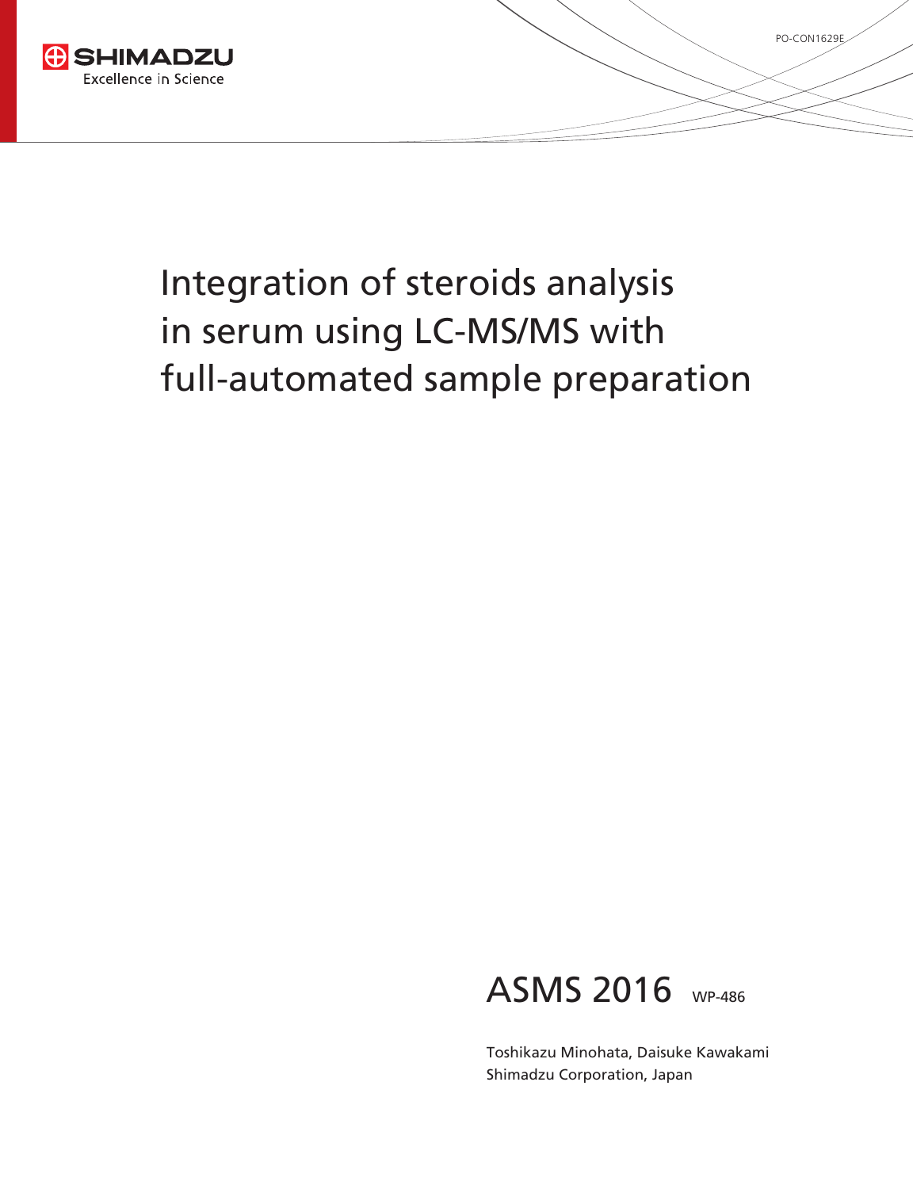# Integration of steroids analysis in serum using LC-MS/MS with full-automated sample preparation

ASMS 2016 WP-486

Toshikazu Minohata, Daisuke Kawakami
Shimadzu Corporation, Japan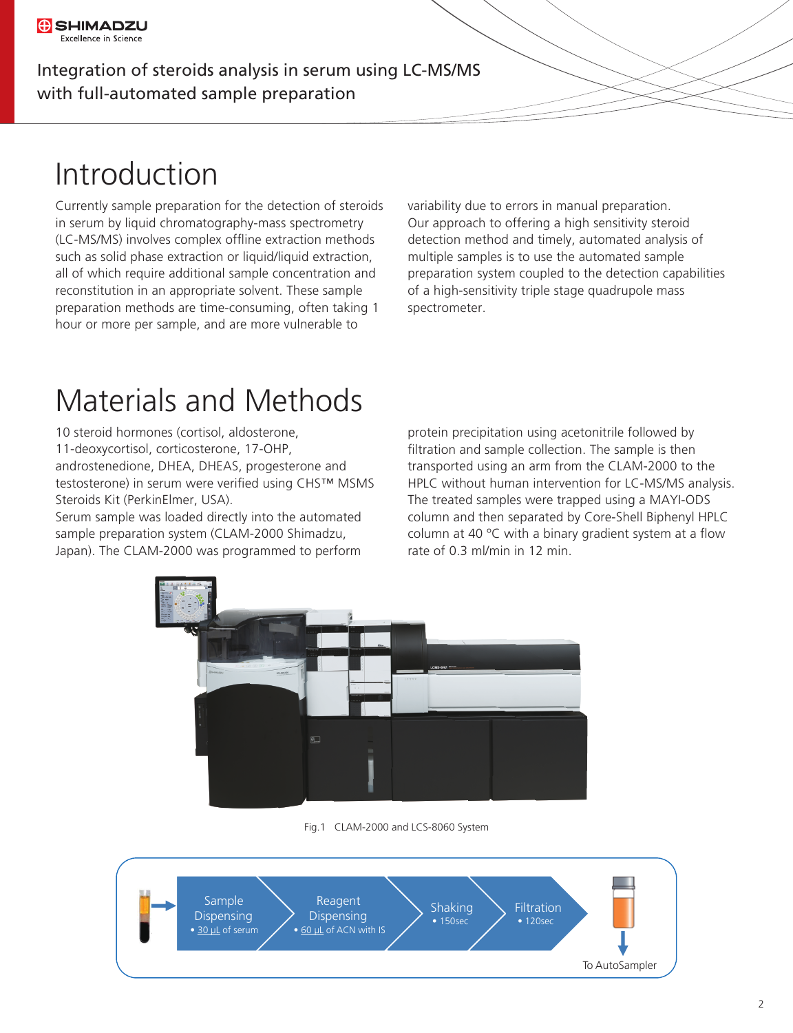Integration of steroids analysis in serum using LC-MS/MS with full-automated sample preparation

# Introduction

Currently sample preparation for the detection of steroids in serum by liquid chromatography-mass spectrometry (LC-MS/MS) involves complex offline extraction methods such as solid phase extraction or liquid/liquid extraction, all of which require additional sample concentration and reconstitution in an appropriate solvent. These sample preparation methods are time-consuming, often taking 1 hour or more per sample, and are more vulnerable to variability due to errors in manual preparation.
Our approach to offering a high sensitivity steroid detection method and timely, automated analysis of multiple samples is to use the automated sample preparation system coupled to the detection capabilities of a high-sensitivity triple stage quadrupole mass spectrometer.

# Materials and Methods

10 steroid hormones (cortisol, aldosterone, 11-deoxycortisol, corticosterone, 17-OHP, androstenedione, DHEA, DHEAS, progesterone and testosterone) in serum were verified using CHS™ MSMS Steroids Kit (PerkinElmer, USA).
Serum sample was loaded directly into the automated sample preparation system (CLAM-2000 Shimadzu, Japan). The CLAM-2000 was programmed to perform protein precipitation using acetonitrile followed by filtration and sample collection. The sample is then transported using an arm from the CLAM-2000 to the HPLC without human intervention for LC-MS/MS analysis. The treated samples were trapped using a MAYI-ODS column and then separated by Core-Shell Biphenyl HPLC column at 40 °C with a binary gradient system at a flow rate of 0.3 ml/min in 12 min.

Fig.1 CLAM-2000 and LCS-8060 System

Sample Dispensing
• 30 µL of serum

Reagent Dispensing
• 60 µL of ACN with IS

Shaking
• 150sec

Filtration
• 120sec

To AutoSampler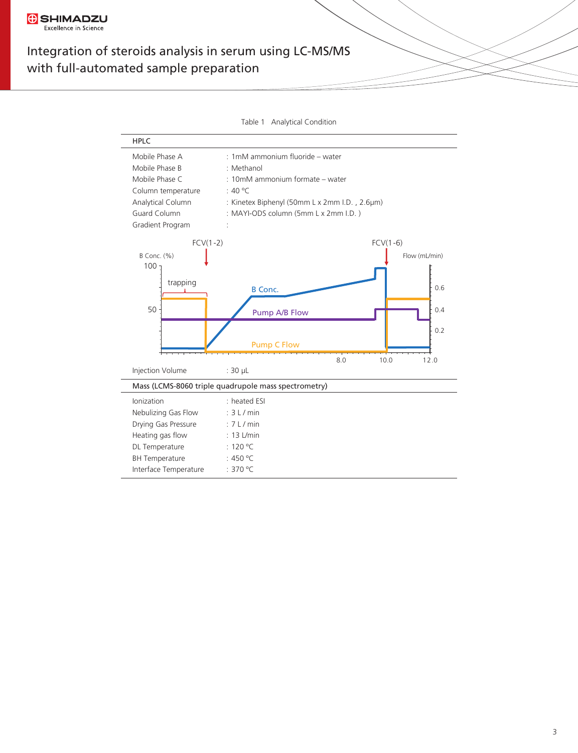Table 1 Analytical Condition

**HPLC**

| | |
|---|---|
| Mobile Phase A | : 1mM ammonium fluoride – water |
| Mobile Phase B | : Methanol |
| Mobile Phase C | : 10mM ammonium formate – water |
| Column temperature | : 40 °C |
| Analytical Column | : Kinetex Biphenyl (50mm L x 2mm I.D. , 2.6μm) |
| Guard Column | : MAYI-ODS column (5mm L x 2mm I.D. ) |
| Gradient Program | : |

FCV(1-2) FCV(1-6)

B Conc. (%) Flow (mL/min)

trapping

B Conc.

Pump A/B Flow

Pump C Flow

| | |
|---|---|
| Injection Volume | : 30 μL |

**Mass (LCMS-8060 triple quadrupole mass spectrometry)**

| | |
|---|---|
| Ionization | : heated ESI |
| Nebulizing Gas Flow | : 3 L / min |
| Drying Gas Pressure | : 7 L / min |
| Heating gas flow | : 13 L/min |
| DL Temperature | : 120 °C |
| BH Temperature | : 450 °C |
| Interface Temperature | : 370 °C |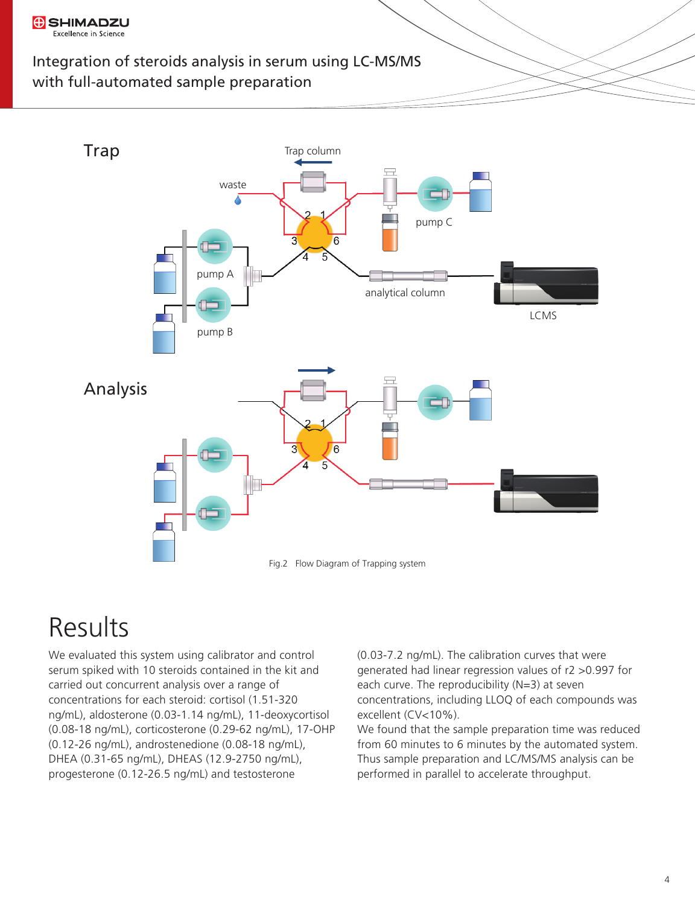Fig.2 Flow Diagram of Trapping system

# Results

We evaluated this system using calibrator and control serum spiked with 10 steroids contained in the kit and carried out concurrent analysis over a range of concentrations for each steroid: cortisol (1.51-320 ng/mL), aldosterone (0.03-1.14 ng/mL), 11-deoxycortisol (0.08-18 ng/mL), corticosterone (0.29-62 ng/mL), 17-OHP (0.12-26 ng/mL), androstenedione (0.08-18 ng/mL), DHEA (0.31-65 ng/mL), DHEAS (12.9-2750 ng/mL), progesterone (0.12-26.5 ng/mL) and testosterone (0.03-7.2 ng/mL). The calibration curves that were generated had linear regression values of r2 >0.997 for each curve. The reproducibility (N=3) at seven concentrations, including LLOQ of each compounds was excellent (CV<10%).

We found that the sample preparation time was reduced from 60 minutes to 6 minutes by the automated system. Thus sample preparation and LC/MS/MS analysis can be performed in parallel to accelerate throughput.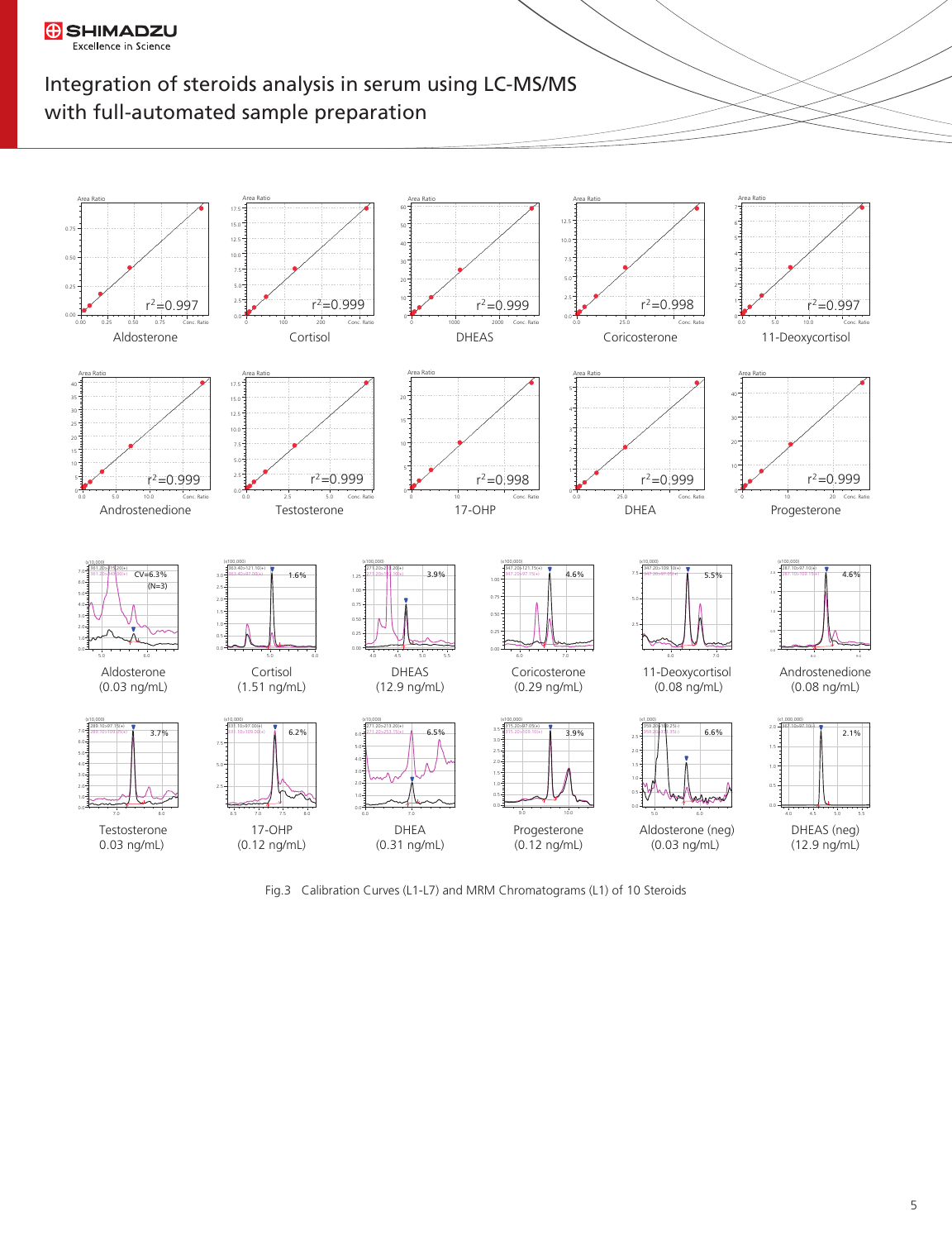Fig.3 Calibration Curves (L1-L7) and MRM Chromatograms (L1) of 10 Steroids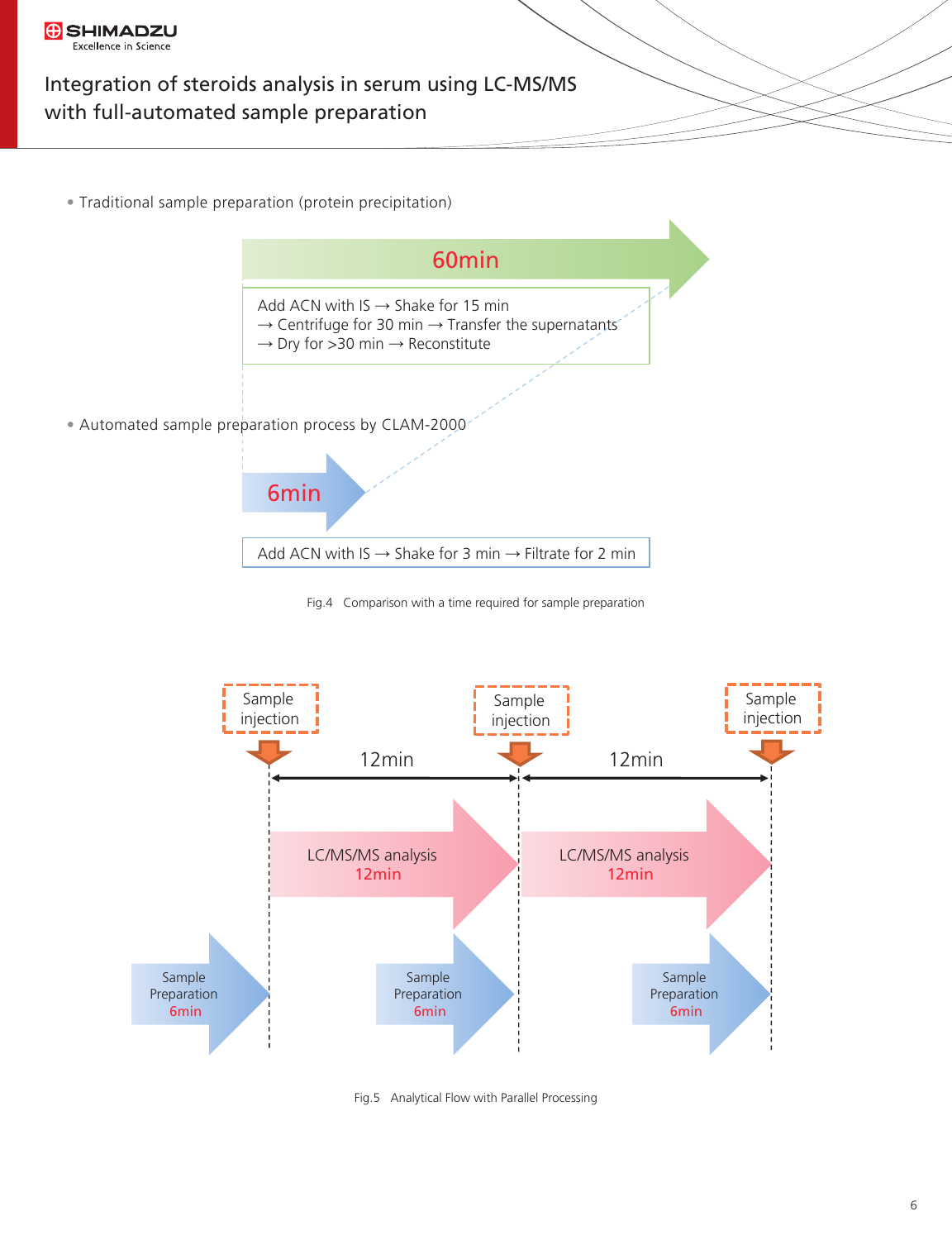- Traditional sample preparation (protein precipitation)

60min

Add ACN with IS → Shake for 15 min
→ Centrifuge for 30 min → Transfer the supernatants
→ Dry for >30 min → Reconstitute

- Automated sample preparation process by CLAM-2000

6min

Add ACN with IS → Shake for 3 min → Filtrate for 2 min

Fig.4 Comparison with a time required for sample preparation

Sample injection | 12min | Sample injection | 12min | Sample injection

LC/MS/MS analysis 12min | LC/MS/MS analysis 12min

Sample Preparation 6min | Sample Preparation 6min | Sample Preparation 6min

Fig.5 Analytical Flow with Parallel Processing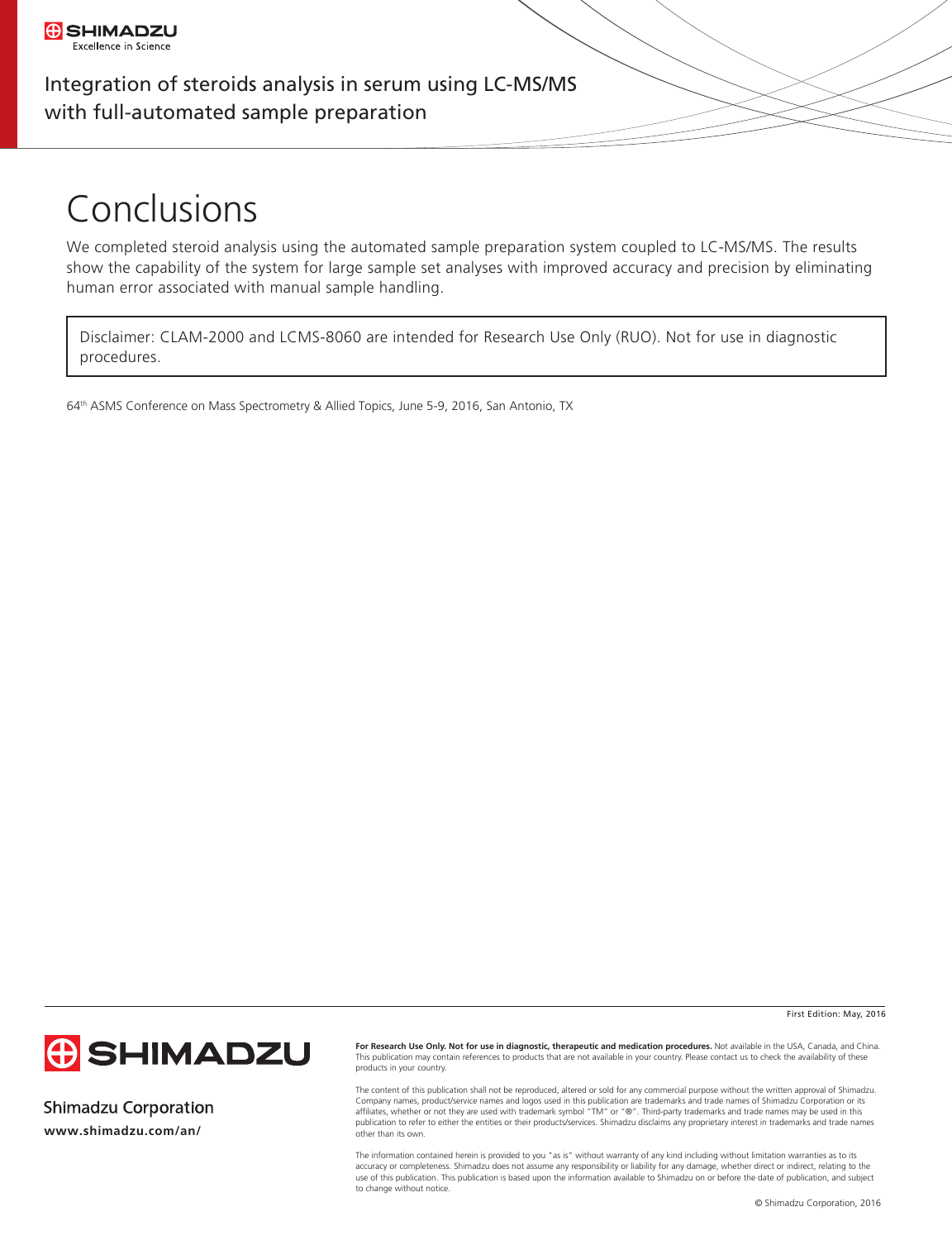# Conclusions

We completed steroid analysis using the automated sample preparation system coupled to LC-MS/MS. The results show the capability of the system for large sample set analyses with improved accuracy and precision by eliminating human error associated with manual sample handling.

Disclaimer: CLAM-2000 and LCMS-8060 are intended for Research Use Only (RUO). Not for use in diagnostic procedures.

64th ASMS Conference on Mass Spectrometry & Allied Topics, June 5-9, 2016, San Antonio, TX

First Edition: May, 2016

Shimadzu Corporation
www.shimadzu.com/an/

**For Research Use Only. Not for use in diagnostic, therapeutic and medication procedures.** Not available in the USA, Canada, and China. This publication may contain references to products that are not available in your country. Please contact us to check the availability of these products in your country.

The content of this publication shall not be reproduced, altered or sold for any commercial purpose without the written approval of Shimadzu. Company names, product/service names and logos used in this publication are trademarks and trade names of Shimadzu Corporation or its affiliates, whether or not they are used with trademark symbol "TM" or "®". Third-party trademarks and trade names may be used in this publication to refer to either the entities or their products/services. Shimadzu disclaims any proprietary interest in trademarks and trade names other than its own.

The information contained herein is provided to you "as is" without warranty of any kind including without limitation warranties as to its accuracy or completeness. Shimadzu does not assume any responsibility or liability for any damage, whether direct or indirect, relating to the use of this publication. This publication is based upon the information available to Shimadzu on or before the date of publication, and subject to change without notice.

© Shimadzu Corporation, 2016